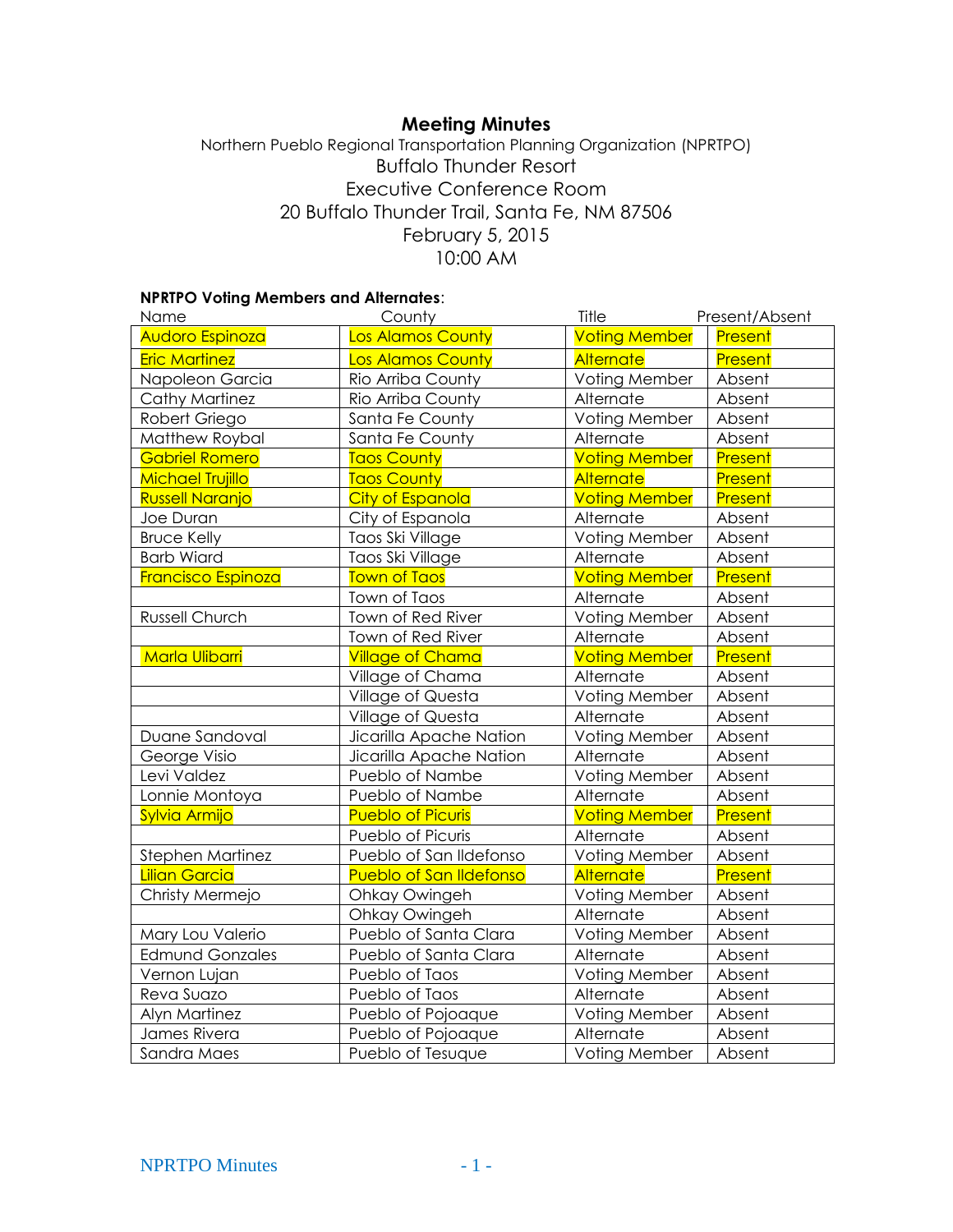# Meeting Minutes

Northern Pueblo Regional Transportation Planning Organization (NPRTPO)
Buffalo Thunder Resort
Executive Conference Room
20 Buffalo Thunder Trail, Santa Fe, NM 87506
February 5, 2015
10:00 AM

**NPRTPO Voting Members and Alternates**:

| Name | County | Title | Present/Absent |
|---|---|---|---|
| Audoro Espinoza | Los Alamos County | Voting Member | Present |
| Eric Martinez | Los Alamos County | Alternate | Present |
| Napoleon Garcia | Rio Arriba County | Voting Member | Absent |
| Cathy Martinez | Rio Arriba County | Alternate | Absent |
| Robert Griego | Santa Fe County | Voting Member | Absent |
| Matthew Roybal | Santa Fe County | Alternate | Absent |
| Gabriel Romero | Taos County | Voting Member | Present |
| Michael Trujillo | Taos County | Alternate | Present |
| Russell Naranjo | City of Espanola | Voting Member | Present |
| Joe Duran | City of Espanola | Alternate | Absent |
| Bruce Kelly | Taos Ski Village | Voting Member | Absent |
| Barb Wiard | Taos Ski Village | Alternate | Absent |
| Francisco Espinoza | Town of Taos | Voting Member | Present |
| | Town of Taos | Alternate | Absent |
| Russell Church | Town of Red River | Voting Member | Absent |
| | Town of Red River | Alternate | Absent |
| Marla Ulibarri | Village of Chama | Voting Member | Present |
| | Village of Chama | Alternate | Absent |
| | Village of Questa | Voting Member | Absent |
| | Village of Questa | Alternate | Absent |
| Duane Sandoval | Jicarilla Apache Nation | Voting Member | Absent |
| George Visio | Jicarilla Apache Nation | Alternate | Absent |
| Levi Valdez | Pueblo of Nambe | Voting Member | Absent |
| Lonnie Montoya | Pueblo of Nambe | Alternate | Absent |
| Sylvia Armijo | Pueblo of Picuris | Voting Member | Present |
| | Pueblo of Picuris | Alternate | Absent |
| Stephen Martinez | Pueblo of San Ildefonso | Voting Member | Absent |
| Lilian Garcia | Pueblo of San Ildefonso | Alternate | Present |
| Christy Mermejo | Ohkay Owingeh | Voting Member | Absent |
| | Ohkay Owingeh | Alternate | Absent |
| Mary Lou Valerio | Pueblo of Santa Clara | Voting Member | Absent |
| Edmund Gonzales | Pueblo of Santa Clara | Alternate | Absent |
| Vernon Lujan | Pueblo of Taos | Voting Member | Absent |
| Reva Suazo | Pueblo of Taos | Alternate | Absent |
| Alyn Martinez | Pueblo of Pojoaque | Voting Member | Absent |
| James Rivera | Pueblo of Pojoaque | Alternate | Absent |
| Sandra Maes | Pueblo of Tesuque | Voting Member | Absent |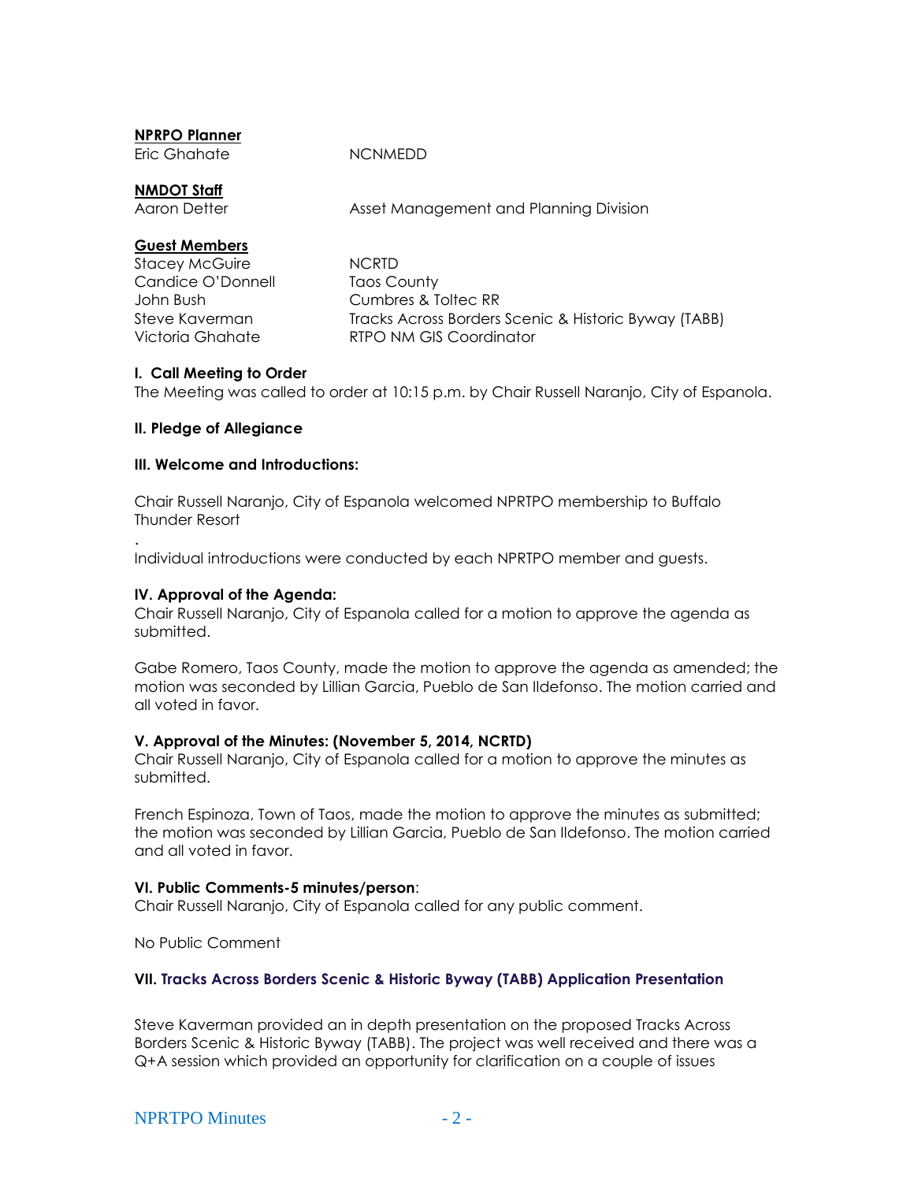**NPRPO Planner**

Eric Ghahate NCNMEDD

**NMDOT Staff**

Aaron Detter Asset Management and Planning Division

**Guest Members**

| | |
|---|---|
| Stacey McGuire | NCRTD |
| Candice O'Donnell | Taos County |
| John Bush | Cumbres & Toltec RR |
| Steve Kaverman | Tracks Across Borders Scenic & Historic Byway (TABB) |
| Victoria Ghahate | RTPO NM GIS Coordinator |

**I. Call Meeting to Order**

The Meeting was called to order at 10:15 p.m. by Chair Russell Naranjo, City of Espanola.

**II. Pledge of Allegiance**

**III. Welcome and Introductions:**

Chair Russell Naranjo, City of Espanola welcomed NPRTPO membership to Buffalo Thunder Resort

.

Individual introductions were conducted by each NPRTPO member and guests.

**IV. Approval of the Agenda:**

Chair Russell Naranjo, City of Espanola called for a motion to approve the agenda as submitted.

Gabe Romero, Taos County, made the motion to approve the agenda as amended; the motion was seconded by Lillian Garcia, Pueblo de San Ildefonso. The motion carried and all voted in favor.

**V. Approval of the Minutes: (November 5, 2014, NCRTD)**

Chair Russell Naranjo, City of Espanola called for a motion to approve the minutes as submitted.

French Espinoza, Town of Taos, made the motion to approve the minutes as submitted; the motion was seconded by Lillian Garcia, Pueblo de San Ildefonso. The motion carried and all voted in favor.

**VI. Public Comments-5 minutes/person**:

Chair Russell Naranjo, City of Espanola called for any public comment.

No Public Comment

**VII. Tracks Across Borders Scenic & Historic Byway (TABB) Application Presentation**

Steve Kaverman provided an in depth presentation on the proposed Tracks Across Borders Scenic & Historic Byway (TABB). The project was well received and there was a Q+A session which provided an opportunity for clarification on a couple of issues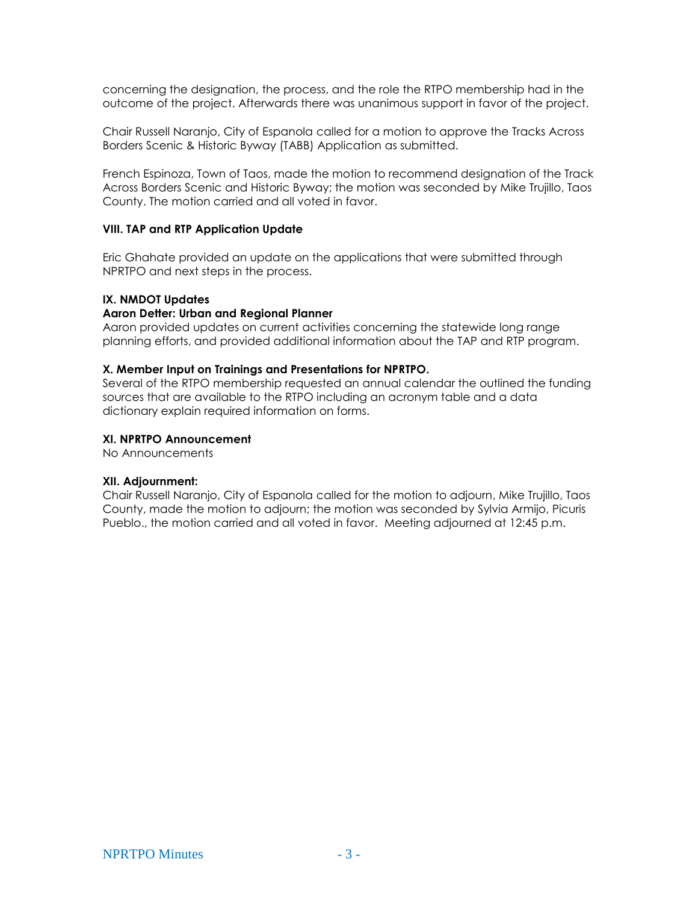concerning the designation, the process, and the role the RTPO membership had in the outcome of the project. Afterwards there was unanimous support in favor of the project.

Chair Russell Naranjo, City of Espanola called for a motion to approve the Tracks Across Borders Scenic & Historic Byway (TABB) Application as submitted.

French Espinoza, Town of Taos, made the motion to recommend designation of the Track Across Borders Scenic and Historic Byway; the motion was seconded by Mike Trujillo, Taos County. The motion carried and all voted in favor.

**VIII. TAP and RTP Application Update**

Eric Ghahate provided an update on the applications that were submitted through NPRTPO and next steps in the process.

**IX. NMDOT Updates**

**Aaron Detter: Urban and Regional Planner**

Aaron provided updates on current activities concerning the statewide long range planning efforts, and provided additional information about the TAP and RTP program.

**X. Member Input on Trainings and Presentations for NPRTPO.**

Several of the RTPO membership requested an annual calendar the outlined the funding sources that are available to the RTPO including an acronym table and a data dictionary explain required information on forms.

**XI. NPRTPO Announcement**

No Announcements

**XII. Adjournment:**

Chair Russell Naranjo, City of Espanola called for the motion to adjourn, Mike Trujillo, Taos County, made the motion to adjourn; the motion was seconded by Sylvia Armijo, Picuris Pueblo., the motion carried and all voted in favor. Meeting adjourned at 12:45 p.m.